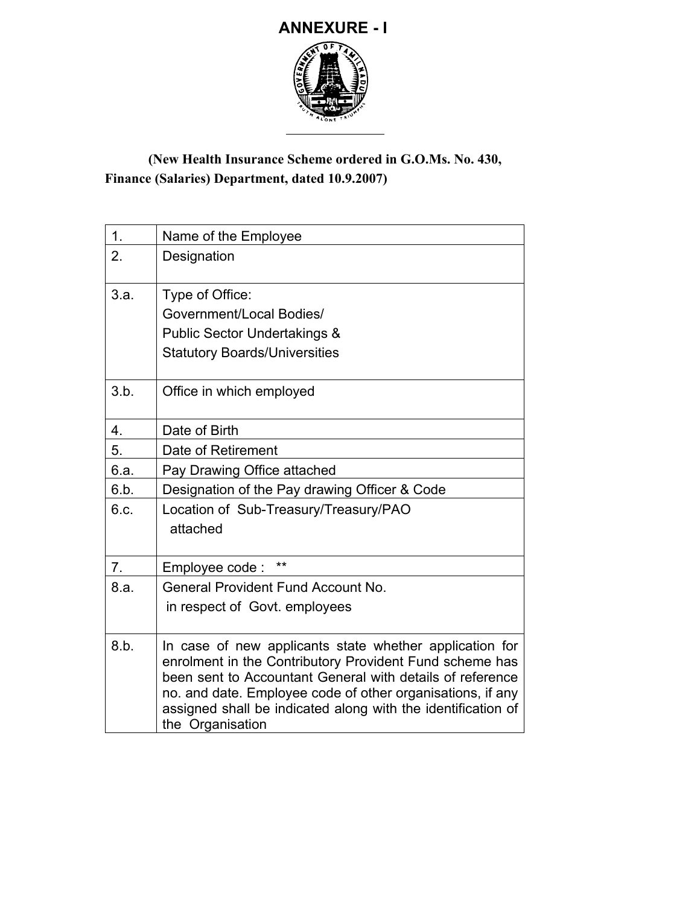# ANNEXURE - I

**(New Health Insurance Scheme ordered in G.O.Ms. No. 430, Finance (Salaries) Department, dated 10.9.2007)**

| | |
|---|---|
| 1. | Name of the Employee |
| 2. | Designation |
| 3.a. | Type of Office:<br>Government/Local Bodies/<br>Public Sector Undertakings &<br>Statutory Boards/Universities |
| 3.b. | Office in which employed |
| 4. | Date of Birth |
| 5. | Date of Retirement |
| 6.a. | Pay Drawing Office attached |
| 6.b. | Designation of the Pay drawing Officer & Code |
| 6.c. | Location of Sub-Treasury/Treasury/PAO attached |
| 7. | Employee code : ** |
| 8.a. | General Provident Fund Account No. in respect of Govt. employees |
| 8.b. | In case of new applicants state whether application for enrolment in the Contributory Provident Fund scheme has been sent to Accountant General with details of reference no. and date. Employee code of other organisations, if any assigned shall be indicated along with the identification of the Organisation |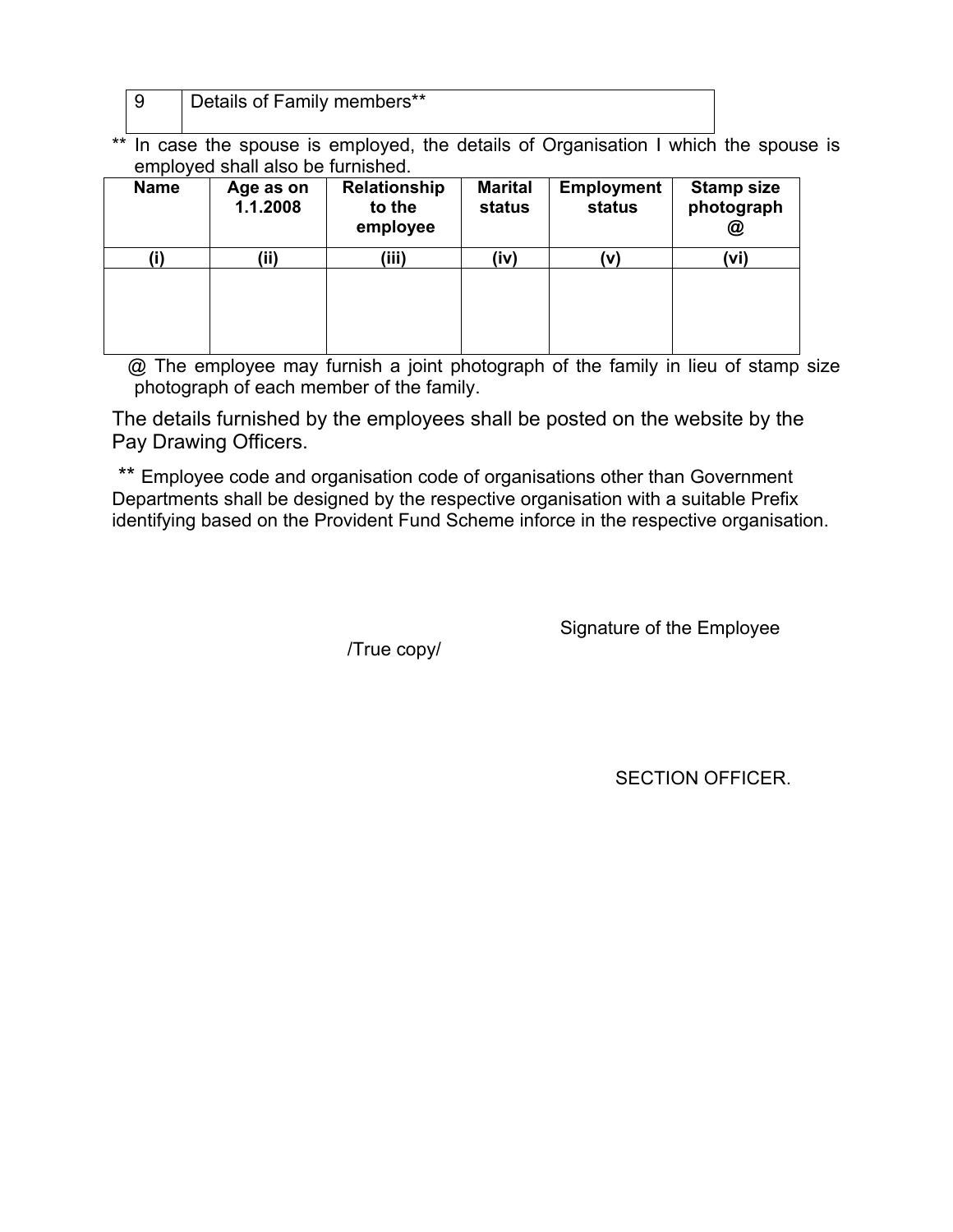| | |
|---|---|
| 9 | Details of Family members** |

** In case the spouse is employed, the details of Organisation I which the spouse is employed shall also be furnished.

| Name | Age as on 1.1.2008 | Relationship to the employee | Marital status | Employment status | Stamp size photograph @ |
|---|---|---|---|---|---|
| (i) | (ii) | (iii) | (iv) | (v) | (vi) |
| | | | | | |

@ The employee may furnish a joint photograph of the family in lieu of stamp size photograph of each member of the family.

The details furnished by the employees shall be posted on the website by the Pay Drawing Officers.

** Employee code and organisation code of organisations other than Government Departments shall be designed by the respective organisation with a suitable Prefix identifying based on the Provident Fund Scheme inforce in the respective organisation.

Signature of the Employee

/True copy/

SECTION OFFICER.